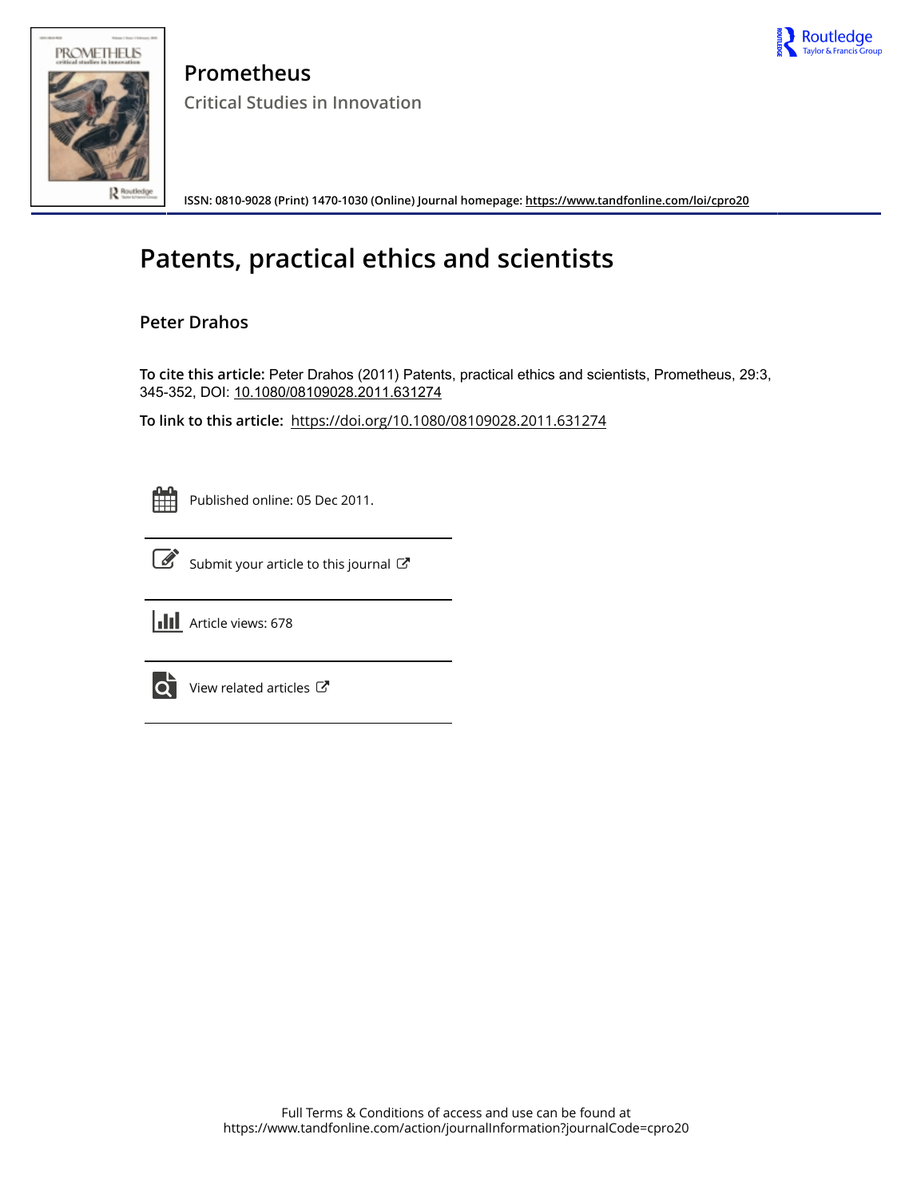# Prometheus

## Critical Studies in Innovation

ISSN: 0810-9028 (Print) 1470-1030 (Online) Journal homepage: https://www.tandfonline.com/loi/cpro20

# Patents, practical ethics and scientists

**Peter Drahos**

**To cite this article:** Peter Drahos (2011) Patents, practical ethics and scientists, Prometheus, 29:3, 345-352, DOI: 10.1080/08109028.2011.631274

**To link to this article:** https://doi.org/10.1080/08109028.2011.631274

Published online: 05 Dec 2011.

Submit your article to this journal

Article views: 678

View related articles

Full Terms & Conditions of access and use can be found at
https://www.tandfonline.com/action/journalInformation?journalCode=cpro20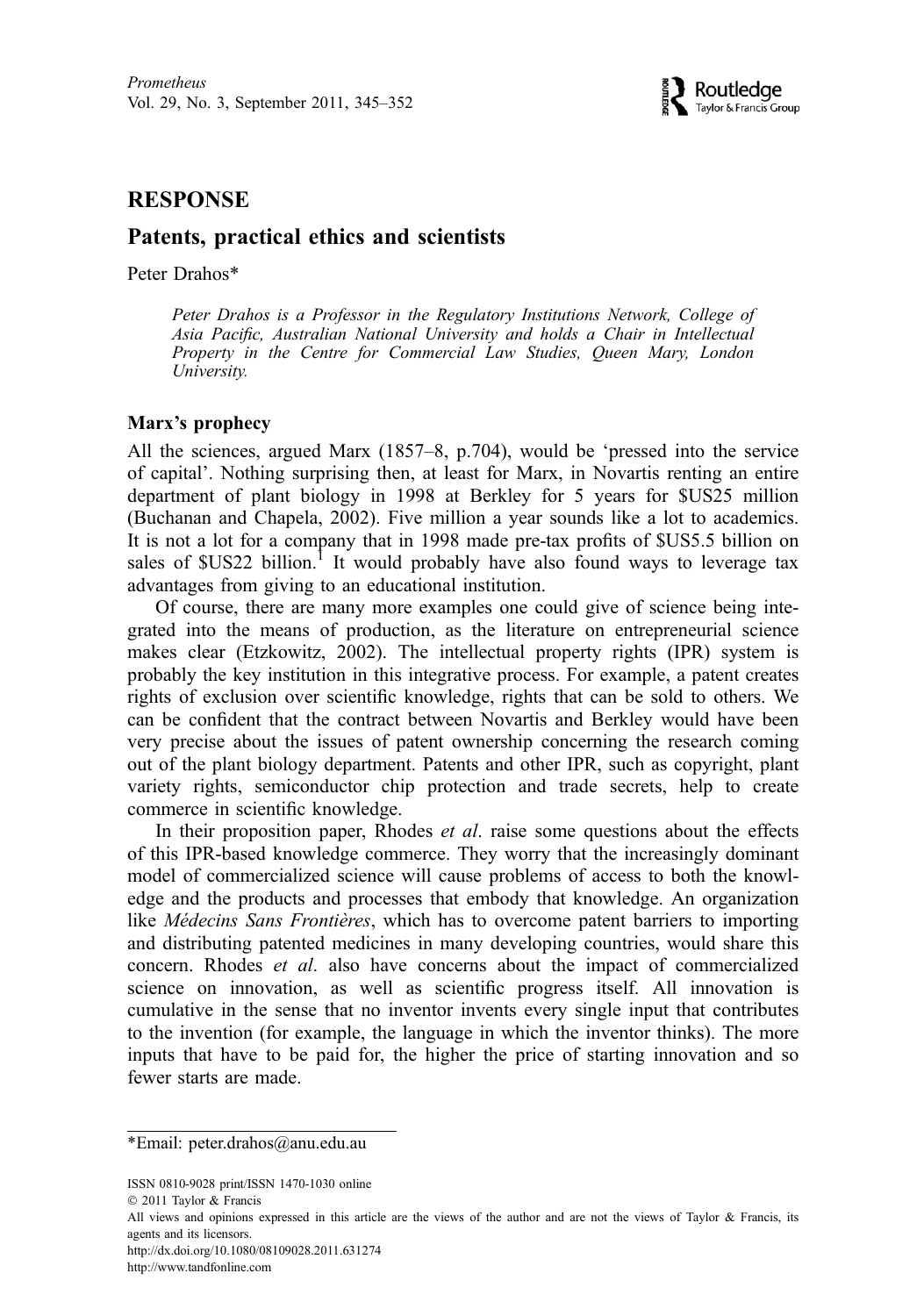# RESPONSE

## Patents, practical ethics and scientists

Peter Drahos*

*Peter Drahos is a Professor in the Regulatory Institutions Network, College of Asia Pacific, Australian National University and holds a Chair in Intellectual Property in the Centre for Commercial Law Studies, Queen Mary, London University.*

### Marx's prophecy

All the sciences, argued Marx (1857–8, p.704), would be 'pressed into the service of capital'. Nothing surprising then, at least for Marx, in Novartis renting an entire department of plant biology in 1998 at Berkley for 5 years for $US25 million (Buchanan and Chapela, 2002). Five million a year sounds like a lot to academics. It is not a lot for a company that in 1998 made pre-tax profits of $US5.5 billion on sales of $US22 billion.[1] It would probably have also found ways to leverage tax advantages from giving to an educational institution.

Of course, there are many more examples one could give of science being integrated into the means of production, as the literature on entrepreneurial science makes clear (Etzkowitz, 2002). The intellectual property rights (IPR) system is probably the key institution in this integrative process. For example, a patent creates rights of exclusion over scientific knowledge, rights that can be sold to others. We can be confident that the contract between Novartis and Berkley would have been very precise about the issues of patent ownership concerning the research coming out of the plant biology department. Patents and other IPR, such as copyright, plant variety rights, semiconductor chip protection and trade secrets, help to create commerce in scientific knowledge.

In their proposition paper, Rhodes *et al*. raise some questions about the effects of this IPR-based knowledge commerce. They worry that the increasingly dominant model of commercialized science will cause problems of access to both the knowledge and the products and processes that embody that knowledge. An organization like *Médecins Sans Frontières*, which has to overcome patent barriers to importing and distributing patented medicines in many developing countries, would share this concern. Rhodes *et al*. also have concerns about the impact of commercialized science on innovation, as well as scientific progress itself. All innovation is cumulative in the sense that no inventor invents every single input that contributes to the invention (for example, the language in which the inventor thinks). The more inputs that have to be paid for, the higher the price of starting innovation and so fewer starts are made.

---

*Email: peter.drahos@anu.edu.au

ISSN 0810-9028 print/ISSN 1470-1030 online
© 2011 Taylor & Francis
All views and opinions expressed in this article are the views of the author and are not the views of Taylor & Francis, its agents and its licensors.
http://dx.doi.org/10.1080/08109028.2011.631274
http://www.tandfonline.com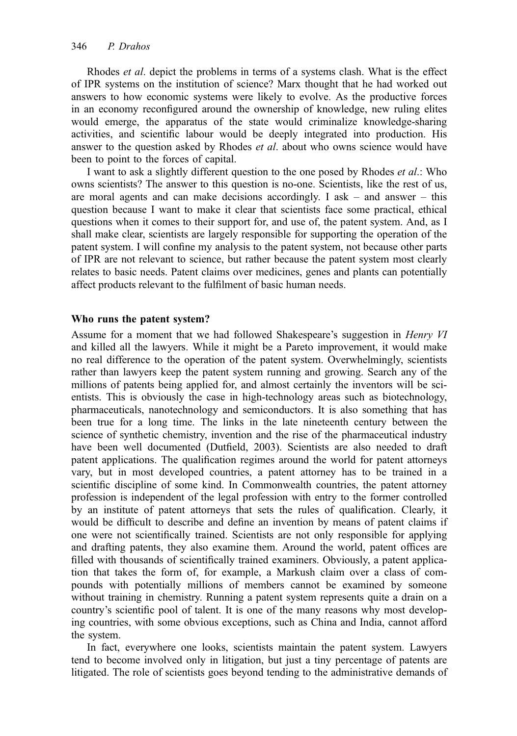Rhodes *et al*. depict the problems in terms of a systems clash. What is the effect of IPR systems on the institution of science? Marx thought that he had worked out answers to how economic systems were likely to evolve. As the productive forces in an economy reconfigured around the ownership of knowledge, new ruling elites would emerge, the apparatus of the state would criminalize knowledge-sharing activities, and scientific labour would be deeply integrated into production. His answer to the question asked by Rhodes *et al*. about who owns science would have been to point to the forces of capital.

I want to ask a slightly different question to the one posed by Rhodes *et al*.: Who owns scientists? The answer to this question is no-one. Scientists, like the rest of us, are moral agents and can make decisions accordingly. I ask – and answer – this question because I want to make it clear that scientists face some practical, ethical questions when it comes to their support for, and use of, the patent system. And, as I shall make clear, scientists are largely responsible for supporting the operation of the patent system. I will confine my analysis to the patent system, not because other parts of IPR are not relevant to science, but rather because the patent system most clearly relates to basic needs. Patent claims over medicines, genes and plants can potentially affect products relevant to the fulfilment of basic human needs.

## Who runs the patent system?

Assume for a moment that we had followed Shakespeare's suggestion in *Henry VI* and killed all the lawyers. While it might be a Pareto improvement, it would make no real difference to the operation of the patent system. Overwhelmingly, scientists rather than lawyers keep the patent system running and growing. Search any of the millions of patents being applied for, and almost certainly the inventors will be scientists. This is obviously the case in high-technology areas such as biotechnology, pharmaceuticals, nanotechnology and semiconductors. It is also something that has been true for a long time. The links in the late nineteenth century between the science of synthetic chemistry, invention and the rise of the pharmaceutical industry have been well documented (Dutfield, 2003). Scientists are also needed to draft patent applications. The qualification regimes around the world for patent attorneys vary, but in most developed countries, a patent attorney has to be trained in a scientific discipline of some kind. In Commonwealth countries, the patent attorney profession is independent of the legal profession with entry to the former controlled by an institute of patent attorneys that sets the rules of qualification. Clearly, it would be difficult to describe and define an invention by means of patent claims if one were not scientifically trained. Scientists are not only responsible for applying and drafting patents, they also examine them. Around the world, patent offices are filled with thousands of scientifically trained examiners. Obviously, a patent application that takes the form of, for example, a Markush claim over a class of compounds with potentially millions of members cannot be examined by someone without training in chemistry. Running a patent system represents quite a drain on a country's scientific pool of talent. It is one of the many reasons why most developing countries, with some obvious exceptions, such as China and India, cannot afford the system.

In fact, everywhere one looks, scientists maintain the patent system. Lawyers tend to become involved only in litigation, but just a tiny percentage of patents are litigated. The role of scientists goes beyond tending to the administrative demands of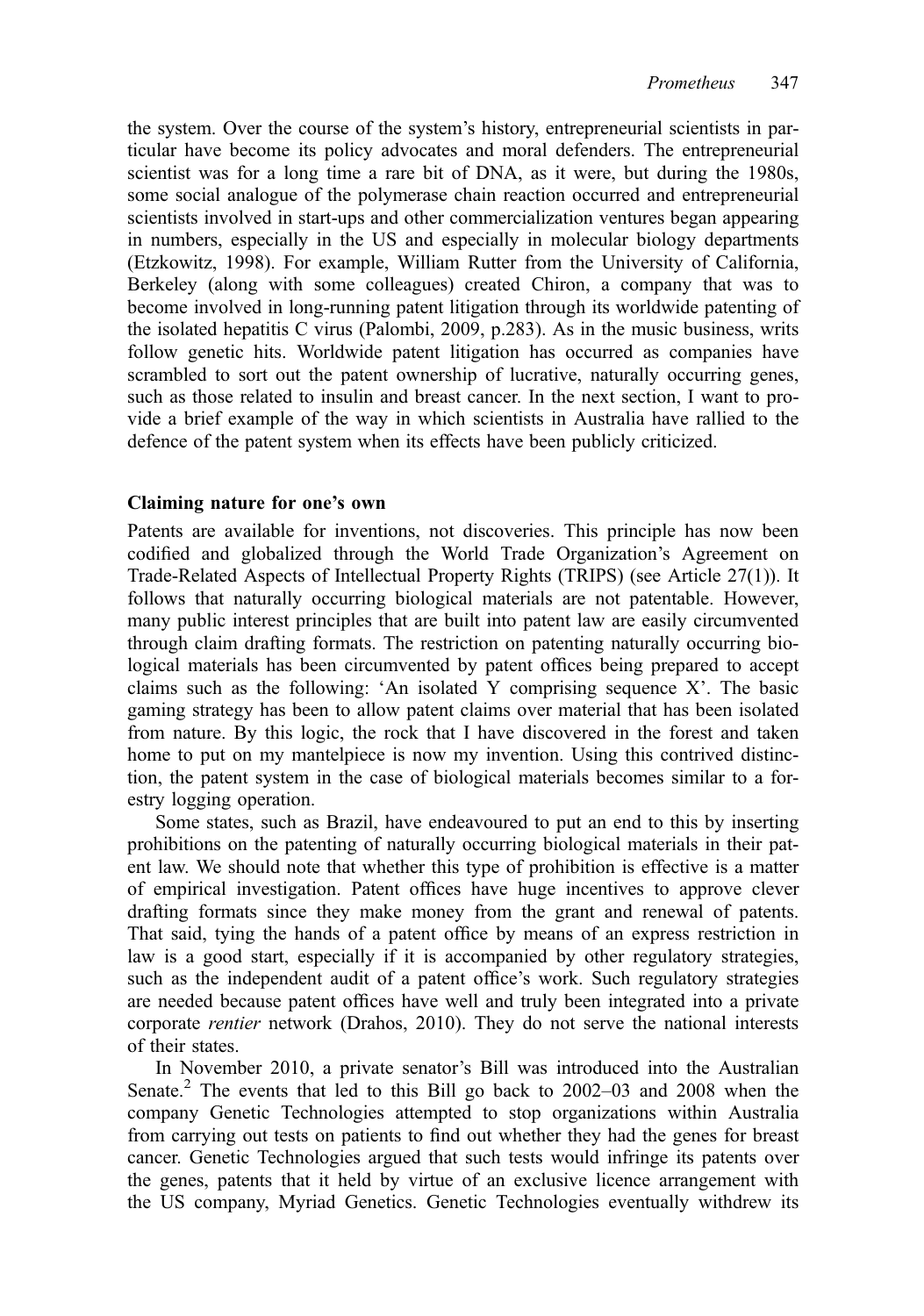the system. Over the course of the system's history, entrepreneurial scientists in particular have become its policy advocates and moral defenders. The entrepreneurial scientist was for a long time a rare bit of DNA, as it were, but during the 1980s, some social analogue of the polymerase chain reaction occurred and entrepreneurial scientists involved in start-ups and other commercialization ventures began appearing in numbers, especially in the US and especially in molecular biology departments (Etzkowitz, 1998). For example, William Rutter from the University of California, Berkeley (along with some colleagues) created Chiron, a company that was to become involved in long-running patent litigation through its worldwide patenting of the isolated hepatitis C virus (Palombi, 2009, p.283). As in the music business, writs follow genetic hits. Worldwide patent litigation has occurred as companies have scrambled to sort out the patent ownership of lucrative, naturally occurring genes, such as those related to insulin and breast cancer. In the next section, I want to provide a brief example of the way in which scientists in Australia have rallied to the defence of the patent system when its effects have been publicly criticized.

## Claiming nature for one's own

Patents are available for inventions, not discoveries. This principle has now been codified and globalized through the World Trade Organization's Agreement on Trade-Related Aspects of Intellectual Property Rights (TRIPS) (see Article 27(1)). It follows that naturally occurring biological materials are not patentable. However, many public interest principles that are built into patent law are easily circumvented through claim drafting formats. The restriction on patenting naturally occurring biological materials has been circumvented by patent offices being prepared to accept claims such as the following: 'An isolated Y comprising sequence X'. The basic gaming strategy has been to allow patent claims over material that has been isolated from nature. By this logic, the rock that I have discovered in the forest and taken home to put on my mantelpiece is now my invention. Using this contrived distinction, the patent system in the case of biological materials becomes similar to a forestry logging operation.

Some states, such as Brazil, have endeavoured to put an end to this by inserting prohibitions on the patenting of naturally occurring biological materials in their patent law. We should note that whether this type of prohibition is effective is a matter of empirical investigation. Patent offices have huge incentives to approve clever drafting formats since they make money from the grant and renewal of patents. That said, tying the hands of a patent office by means of an express restriction in law is a good start, especially if it is accompanied by other regulatory strategies, such as the independent audit of a patent office's work. Such regulatory strategies are needed because patent offices have well and truly been integrated into a private corporate *rentier* network (Drahos, 2010). They do not serve the national interests of their states.

In November 2010, a private senator's Bill was introduced into the Australian Senate.[2] The events that led to this Bill go back to 2002–03 and 2008 when the company Genetic Technologies attempted to stop organizations within Australia from carrying out tests on patients to find out whether they had the genes for breast cancer. Genetic Technologies argued that such tests would infringe its patents over the genes, patents that it held by virtue of an exclusive licence arrangement with the US company, Myriad Genetics. Genetic Technologies eventually withdrew its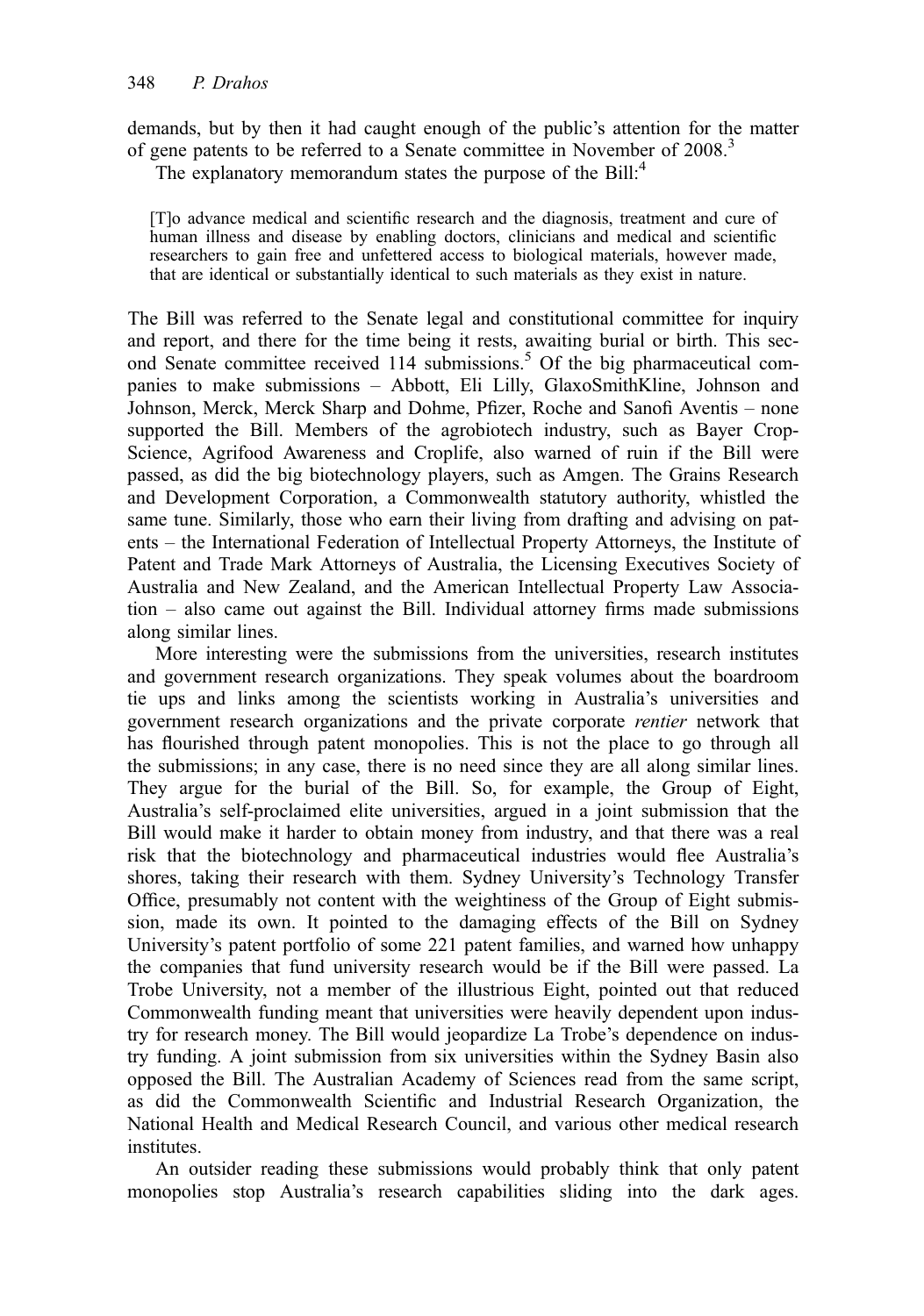demands, but by then it had caught enough of the public's attention for the matter of gene patents to be referred to a Senate committee in November of 2008.[3]

The explanatory memorandum states the purpose of the Bill:[4]

> [T]o advance medical and scientific research and the diagnosis, treatment and cure of human illness and disease by enabling doctors, clinicians and medical and scientific researchers to gain free and unfettered access to biological materials, however made, that are identical or substantially identical to such materials as they exist in nature.

The Bill was referred to the Senate legal and constitutional committee for inquiry and report, and there for the time being it rests, awaiting burial or birth. This second Senate committee received 114 submissions.[5] Of the big pharmaceutical companies to make submissions – Abbott, Eli Lilly, GlaxoSmithKline, Johnson and Johnson, Merck, Merck Sharp and Dohme, Pfizer, Roche and Sanofi Aventis – none supported the Bill. Members of the agrobiotech industry, such as Bayer CropScience, Agrifood Awareness and Croplife, also warned of ruin if the Bill were passed, as did the big biotechnology players, such as Amgen. The Grains Research and Development Corporation, a Commonwealth statutory authority, whistled the same tune. Similarly, those who earn their living from drafting and advising on patents – the International Federation of Intellectual Property Attorneys, the Institute of Patent and Trade Mark Attorneys of Australia, the Licensing Executives Society of Australia and New Zealand, and the American Intellectual Property Law Association – also came out against the Bill. Individual attorney firms made submissions along similar lines.

More interesting were the submissions from the universities, research institutes and government research organizations. They speak volumes about the boardroom tie ups and links among the scientists working in Australia's universities and government research organizations and the private corporate *rentier* network that has flourished through patent monopolies. This is not the place to go through all the submissions; in any case, there is no need since they are all along similar lines. They argue for the burial of the Bill. So, for example, the Group of Eight, Australia's self-proclaimed elite universities, argued in a joint submission that the Bill would make it harder to obtain money from industry, and that there was a real risk that the biotechnology and pharmaceutical industries would flee Australia's shores, taking their research with them. Sydney University's Technology Transfer Office, presumably not content with the weightiness of the Group of Eight submission, made its own. It pointed to the damaging effects of the Bill on Sydney University's patent portfolio of some 221 patent families, and warned how unhappy the companies that fund university research would be if the Bill were passed. La Trobe University, not a member of the illustrious Eight, pointed out that reduced Commonwealth funding meant that universities were heavily dependent upon industry for research money. The Bill would jeopardize La Trobe's dependence on industry funding. A joint submission from six universities within the Sydney Basin also opposed the Bill. The Australian Academy of Sciences read from the same script, as did the Commonwealth Scientific and Industrial Research Organization, the National Health and Medical Research Council, and various other medical research institutes.

An outsider reading these submissions would probably think that only patent monopolies stop Australia's research capabilities sliding into the dark ages.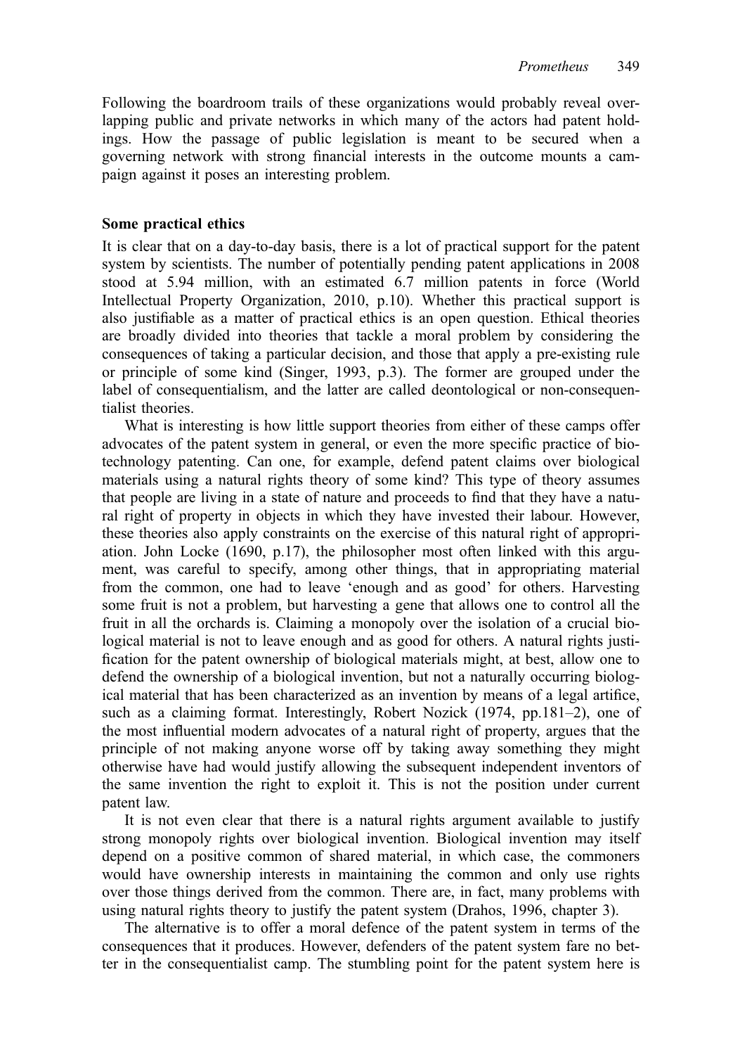Following the boardroom trails of these organizations would probably reveal overlapping public and private networks in which many of the actors had patent holdings. How the passage of public legislation is meant to be secured when a governing network with strong financial interests in the outcome mounts a campaign against it poses an interesting problem.

### Some practical ethics

It is clear that on a day-to-day basis, there is a lot of practical support for the patent system by scientists. The number of potentially pending patent applications in 2008 stood at 5.94 million, with an estimated 6.7 million patents in force (World Intellectual Property Organization, 2010, p.10). Whether this practical support is also justifiable as a matter of practical ethics is an open question. Ethical theories are broadly divided into theories that tackle a moral problem by considering the consequences of taking a particular decision, and those that apply a pre-existing rule or principle of some kind (Singer, 1993, p.3). The former are grouped under the label of consequentialism, and the latter are called deontological or non-consequentialist theories.

What is interesting is how little support theories from either of these camps offer advocates of the patent system in general, or even the more specific practice of biotechnology patenting. Can one, for example, defend patent claims over biological materials using a natural rights theory of some kind? This type of theory assumes that people are living in a state of nature and proceeds to find that they have a natural right of property in objects in which they have invested their labour. However, these theories also apply constraints on the exercise of this natural right of appropriation. John Locke (1690, p.17), the philosopher most often linked with this argument, was careful to specify, among other things, that in appropriating material from the common, one had to leave 'enough and as good' for others. Harvesting some fruit is not a problem, but harvesting a gene that allows one to control all the fruit in all the orchards is. Claiming a monopoly over the isolation of a crucial biological material is not to leave enough and as good for others. A natural rights justification for the patent ownership of biological materials might, at best, allow one to defend the ownership of a biological invention, but not a naturally occurring biological material that has been characterized as an invention by means of a legal artifice, such as a claiming format. Interestingly, Robert Nozick (1974, pp.181–2), one of the most influential modern advocates of a natural right of property, argues that the principle of not making anyone worse off by taking away something they might otherwise have had would justify allowing the subsequent independent inventors of the same invention the right to exploit it. This is not the position under current patent law.

It is not even clear that there is a natural rights argument available to justify strong monopoly rights over biological invention. Biological invention may itself depend on a positive common of shared material, in which case, the commoners would have ownership interests in maintaining the common and only use rights over those things derived from the common. There are, in fact, many problems with using natural rights theory to justify the patent system (Drahos, 1996, chapter 3).

The alternative is to offer a moral defence of the patent system in terms of the consequences that it produces. However, defenders of the patent system fare no better in the consequentialist camp. The stumbling point for the patent system here is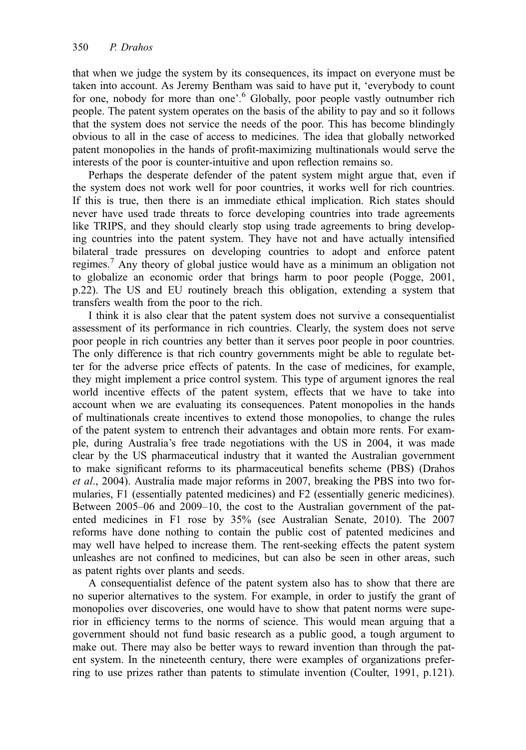that when we judge the system by its consequences, its impact on everyone must be taken into account. As Jeremy Bentham was said to have put it, 'everybody to count for one, nobody for more than one'.[6] Globally, poor people vastly outnumber rich people. The patent system operates on the basis of the ability to pay and so it follows that the system does not service the needs of the poor. This has become blindingly obvious to all in the case of access to medicines. The idea that globally networked patent monopolies in the hands of profit-maximizing multinationals would serve the interests of the poor is counter-intuitive and upon reflection remains so.

Perhaps the desperate defender of the patent system might argue that, even if the system does not work well for poor countries, it works well for rich countries. If this is true, then there is an immediate ethical implication. Rich states should never have used trade threats to force developing countries into trade agreements like TRIPS, and they should clearly stop using trade agreements to bring developing countries into the patent system. They have not and have actually intensified bilateral trade pressures on developing countries to adopt and enforce patent regimes.[7] Any theory of global justice would have as a minimum an obligation not to globalize an economic order that brings harm to poor people (Pogge, 2001, p.22). The US and EU routinely breach this obligation, extending a system that transfers wealth from the poor to the rich.

I think it is also clear that the patent system does not survive a consequentialist assessment of its performance in rich countries. Clearly, the system does not serve poor people in rich countries any better than it serves poor people in poor countries. The only difference is that rich country governments might be able to regulate better for the adverse price effects of patents. In the case of medicines, for example, they might implement a price control system. This type of argument ignores the real world incentive effects of the patent system, effects that we have to take into account when we are evaluating its consequences. Patent monopolies in the hands of multinationals create incentives to extend those monopolies, to change the rules of the patent system to entrench their advantages and obtain more rents. For example, during Australia's free trade negotiations with the US in 2004, it was made clear by the US pharmaceutical industry that it wanted the Australian government to make significant reforms to its pharmaceutical benefits scheme (PBS) (Drahos *et al*., 2004). Australia made major reforms in 2007, breaking the PBS into two formularies, F1 (essentially patented medicines) and F2 (essentially generic medicines). Between 2005–06 and 2009–10, the cost to the Australian government of the patented medicines in F1 rose by 35% (see Australian Senate, 2010). The 2007 reforms have done nothing to contain the public cost of patented medicines and may well have helped to increase them. The rent-seeking effects the patent system unleashes are not confined to medicines, but can also be seen in other areas, such as patent rights over plants and seeds.

A consequentialist defence of the patent system also has to show that there are no superior alternatives to the system. For example, in order to justify the grant of monopolies over discoveries, one would have to show that patent norms were superior in efficiency terms to the norms of science. This would mean arguing that a government should not fund basic research as a public good, a tough argument to make out. There may also be better ways to reward invention than through the patent system. In the nineteenth century, there were examples of organizations preferring to use prizes rather than patents to stimulate invention (Coulter, 1991, p.121).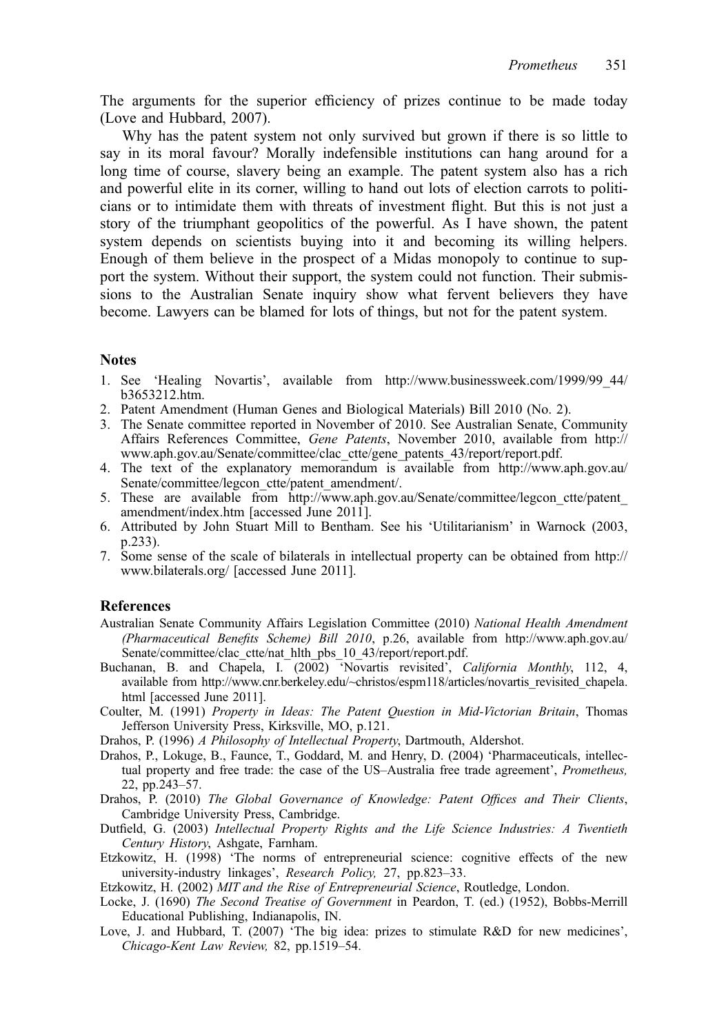The arguments for the superior efficiency of prizes continue to be made today (Love and Hubbard, 2007).

Why has the patent system not only survived but grown if there is so little to say in its moral favour? Morally indefensible institutions can hang around for a long time of course, slavery being an example. The patent system also has a rich and powerful elite in its corner, willing to hand out lots of election carrots to politicians or to intimidate them with threats of investment flight. But this is not just a story of the triumphant geopolitics of the powerful. As I have shown, the patent system depends on scientists buying into it and becoming its willing helpers. Enough of them believe in the prospect of a Midas monopoly to continue to support the system. Without their support, the system could not function. Their submissions to the Australian Senate inquiry show what fervent believers they have become. Lawyers can be blamed for lots of things, but not for the patent system.

## Notes

1. See 'Healing Novartis', available from http://www.businessweek.com/1999/99_44/b3653212.htm.
2. Patent Amendment (Human Genes and Biological Materials) Bill 2010 (No. 2).
3. The Senate committee reported in November of 2010. See Australian Senate, Community Affairs References Committee, *Gene Patents*, November 2010, available from http://www.aph.gov.au/Senate/committee/clac_ctte/gene_patents_43/report/report.pdf.
4. The text of the explanatory memorandum is available from http://www.aph.gov.au/Senate/committee/legcon_ctte/patent_amendment/.
5. These are available from http://www.aph.gov.au/Senate/committee/legcon_ctte/patent_amendment/index.htm [accessed June 2011].
6. Attributed by John Stuart Mill to Bentham. See his 'Utilitarianism' in Warnock (2003, p.233).
7. Some sense of the scale of bilaterals in intellectual property can be obtained from http://www.bilaterals.org/ [accessed June 2011].

## References

Australian Senate Community Affairs Legislation Committee (2010) *National Health Amendment (Pharmaceutical Benefits Scheme) Bill 2010*, p.26, available from http://www.aph.gov.au/Senate/committee/clac_ctte/nat_hlth_pbs_10_43/report/report.pdf.

Buchanan, B. and Chapela, I. (2002) 'Novartis revisited', *California Monthly*, 112, 4, available from http://www.cnr.berkeley.edu/~christos/espm118/articles/novartis_revisited_chapela.html [accessed June 2011].

Coulter, M. (1991) *Property in Ideas: The Patent Question in Mid-Victorian Britain*, Thomas Jefferson University Press, Kirksville, MO, p.121.

Drahos, P. (1996) *A Philosophy of Intellectual Property*, Dartmouth, Aldershot.

Drahos, P., Lokuge, B., Faunce, T., Goddard, M. and Henry, D. (2004) 'Pharmaceuticals, intellectual property and free trade: the case of the US–Australia free trade agreement', *Prometheus,* 22, pp.243–57.

Drahos, P. (2010) *The Global Governance of Knowledge: Patent Offices and Their Clients*, Cambridge University Press, Cambridge.

Dutfield, G. (2003) *Intellectual Property Rights and the Life Science Industries: A Twentieth Century History*, Ashgate, Farnham.

Etzkowitz, H. (1998) 'The norms of entrepreneurial science: cognitive effects of the new university-industry linkages', *Research Policy,* 27, pp.823–33.

Etzkowitz, H. (2002) *MIT and the Rise of Entrepreneurial Science*, Routledge, London.

Locke, J. (1690) *The Second Treatise of Government* in Peardon, T. (ed.) (1952), Bobbs-Merrill Educational Publishing, Indianapolis, IN.

Love, J. and Hubbard, T. (2007) 'The big idea: prizes to stimulate R&D for new medicines', *Chicago-Kent Law Review,* 82, pp.1519–54.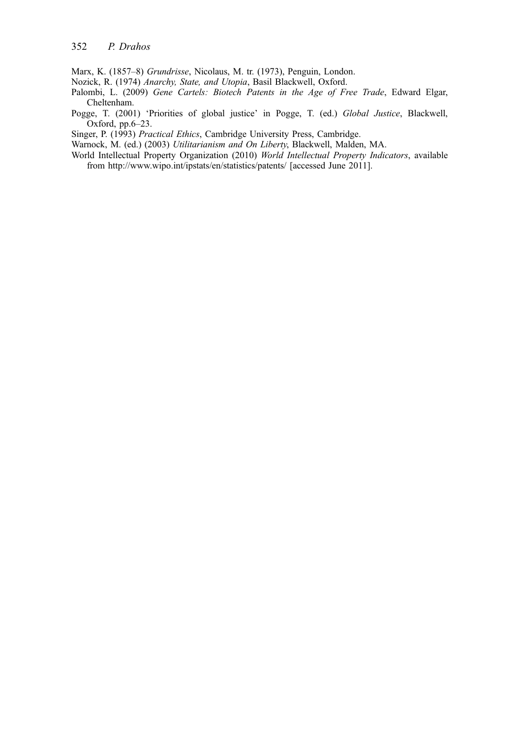Marx, K. (1857–8) *Grundrisse*, Nicolaus, M. tr. (1973), Penguin, London.

Nozick, R. (1974) *Anarchy, State, and Utopia*, Basil Blackwell, Oxford.

Palombi, L. (2009) *Gene Cartels: Biotech Patents in the Age of Free Trade*, Edward Elgar, Cheltenham.

Pogge, T. (2001) 'Priorities of global justice' in Pogge, T. (ed.) *Global Justice*, Blackwell, Oxford, pp.6–23.

Singer, P. (1993) *Practical Ethics*, Cambridge University Press, Cambridge.

Warnock, M. (ed.) (2003) *Utilitarianism and On Liberty*, Blackwell, Malden, MA.

World Intellectual Property Organization (2010) *World Intellectual Property Indicators*, available from http://www.wipo.int/ipstats/en/statistics/patents/ [accessed June 2011].